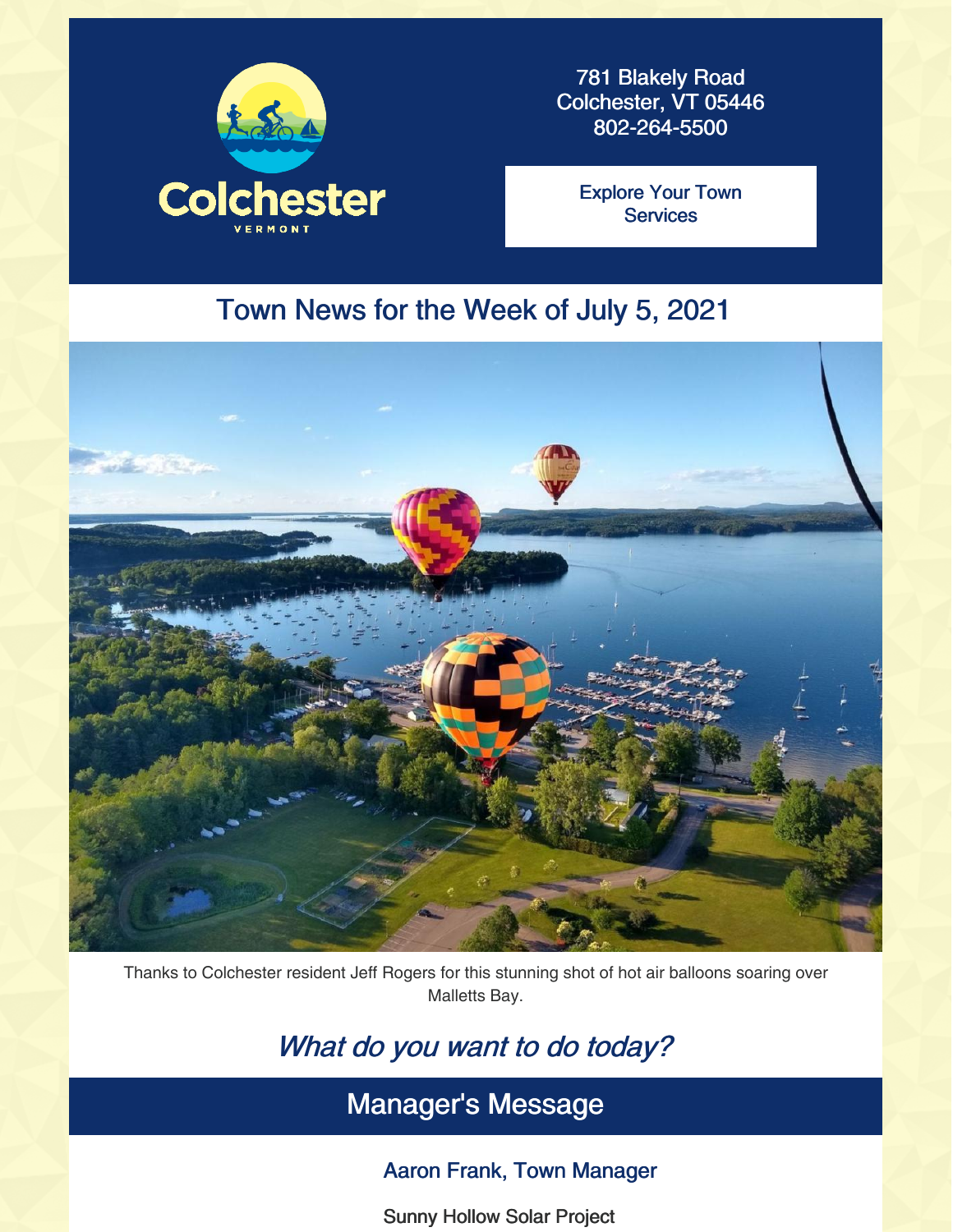781 Blakely Road
Colchester, VT 05446
802-264-5500

Explore Your Town Services

# Town News for the Week of July 5, 2021

Thanks to Colchester resident Jeff Rogers for this stunning shot of hot air balloons soaring over Malletts Bay.

## *What do you want to do today?*

## Manager's Message

### Aaron Frank, Town Manager

Sunny Hollow Solar Project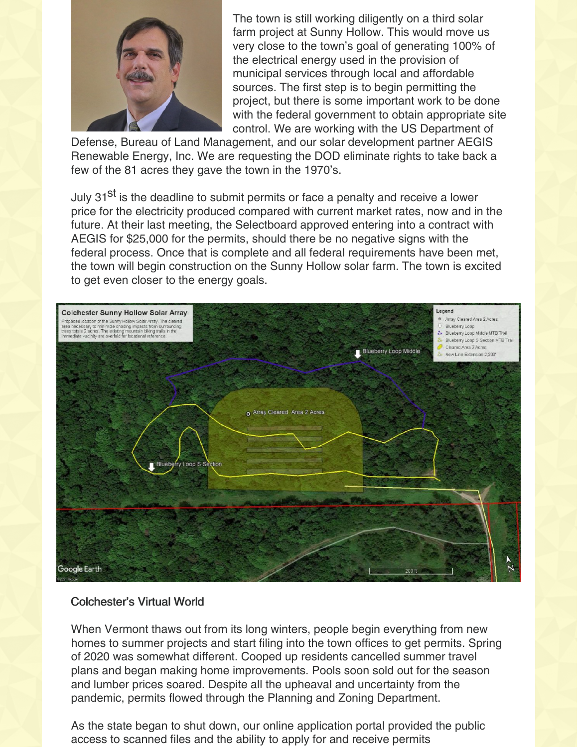The town is still working diligently on a third solar farm project at Sunny Hollow. This would move us very close to the town's goal of generating 100% of the electrical energy used in the provision of municipal services through local and affordable sources. The first step is to begin permitting the project, but there is some important work to be done with the federal government to obtain appropriate site control. We are working with the US Department of Defense, Bureau of Land Management, and our solar development partner AEGIS Renewable Energy, Inc. We are requesting the DOD eliminate rights to take back a few of the 81 acres they gave the town in the 1970's.

July 31st is the deadline to submit permits or face a penalty and receive a lower price for the electricity produced compared with current market rates, now and in the future. At their last meeting, the Selectboard approved entering into a contract with AEGIS for $25,000 for the permits, should there be no negative signs with the federal process. Once that is complete and all federal requirements have been met, the town will begin construction on the Sunny Hollow solar farm. The town is excited to get even closer to the energy goals.

**Colchester Sunny Hollow Solar Array**

Proposed location of the Sunny Hollow Solar Array. The cleared area necessary to minimize shading impacts from surrounding trees totals 2 acres. The existing mountain biking trails in the immediate vacinity are overlaid for locational reference.

Legend: Array Cleared Area 2 Acres; Blueberry Loop; Blueberry Loop Middle MTB Trail; Blueberry Loop S Section MTB Trail; Cleared Area 2 Acres; New Line Extension 2,200'

### Colchester's Virtual World

When Vermont thaws out from its long winters, people begin everything from new homes to summer projects and start filing into the town offices to get permits. Spring of 2020 was somewhat different. Cooped up residents cancelled summer travel plans and began making home improvements. Pools soon sold out for the season and lumber prices soared. Despite all the upheaval and uncertainty from the pandemic, permits flowed through the Planning and Zoning Department.

As the state began to shut down, our online application portal provided the public access to scanned files and the ability to apply for and receive permits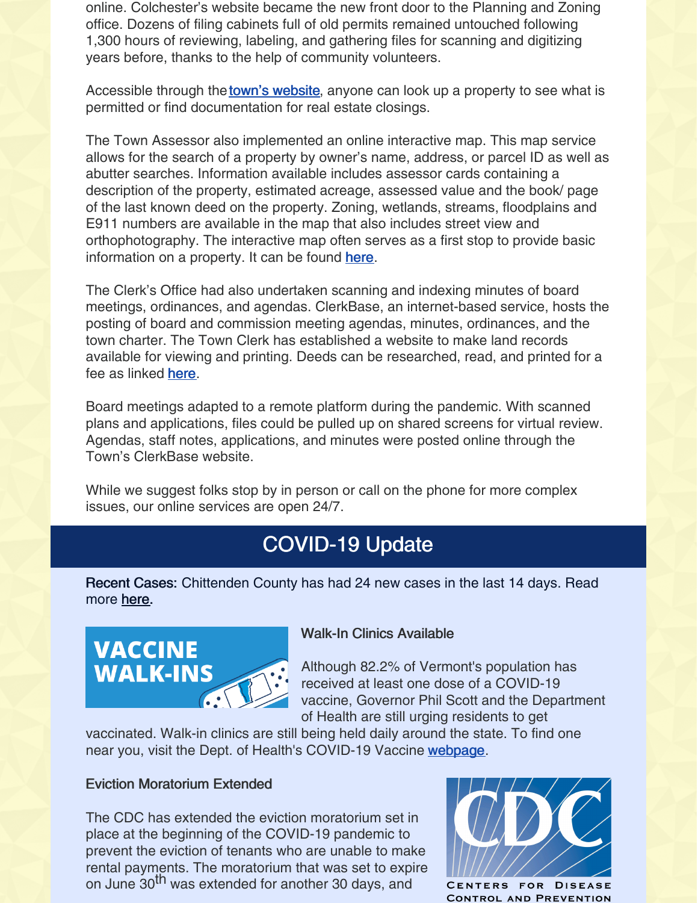online. Colchester's website became the new front door to the Planning and Zoning office. Dozens of filing cabinets full of old permits remained untouched following 1,300 hours of reviewing, labeling, and gathering files for scanning and digitizing years before, thanks to the help of community volunteers.

Accessible through the **town's website**, anyone can look up a property to see what is permitted or find documentation for real estate closings.

The Town Assessor also implemented an online interactive map. This map service allows for the search of a property by owner's name, address, or parcel ID as well as abutter searches. Information available includes assessor cards containing a description of the property, estimated acreage, assessed value and the book/ page of the last known deed on the property. Zoning, wetlands, streams, floodplains and E911 numbers are available in the map that also includes street view and orthophotography. The interactive map often serves as a first stop to provide basic information on a property. It can be found here.

The Clerk's Office had also undertaken scanning and indexing minutes of board meetings, ordinances, and agendas. ClerkBase, an internet-based service, hosts the posting of board and commission meeting agendas, minutes, ordinances, and the town charter. The Town Clerk has established a website to make land records available for viewing and printing. Deeds can be researched, read, and printed for a fee as linked here.

Board meetings adapted to a remote platform during the pandemic. With scanned plans and applications, files could be pulled up on shared screens for virtual review. Agendas, staff notes, applications, and minutes were posted online through the Town's ClerkBase website.

While we suggest folks stop by in person or call on the phone for more complex issues, our online services are open 24/7.

## COVID-19 Update

Recent Cases: Chittenden County has had 24 new cases in the last 14 days. Read more here.

VACCINE WALK-INS

### Walk-In Clinics Available

Although 82.2% of Vermont's population has received at least one dose of a COVID-19 vaccine, Governor Phil Scott and the Department of Health are still urging residents to get vaccinated. Walk-in clinics are still being held daily around the state. To find one near you, visit the Dept. of Health's COVID-19 Vaccine webpage.

### Eviction Moratorium Extended

CDC — Centers for Disease Control and Prevention

The CDC has extended the eviction moratorium set in place at the beginning of the COVID-19 pandemic to prevent the eviction of tenants who are unable to make rental payments. The moratorium that was set to expire on June 30th was extended for another 30 days, and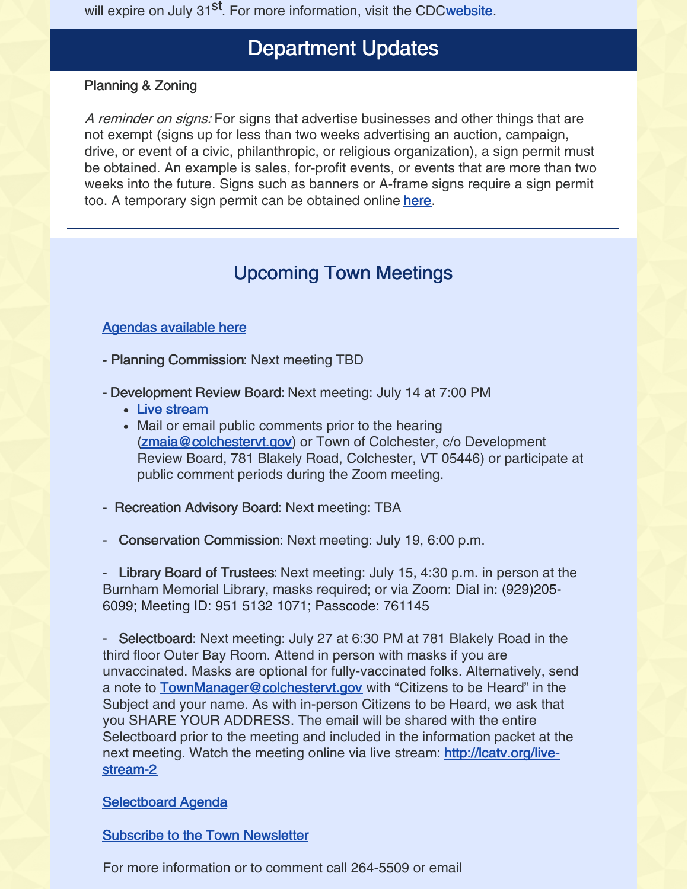will expire on July 31st. For more information, visit the CDC[website](website).

## Department Updates

**Planning & Zoning**

*A reminder on signs:* For signs that advertise businesses and other things that are not exempt (signs up for less than two weeks advertising an auction, campaign, drive, or event of a civic, philanthropic, or religious organization), a sign permit must be obtained. An example is sales, for-profit events, or events that are more than two weeks into the future. Signs such as banners or A-frame signs require a sign permit too. A temporary sign permit can be obtained online here.

---

## Upcoming Town Meetings

Agendas available here

- **Planning Commission**: Next meeting TBD

- **Development Review Board:** Next meeting: July 14 at 7:00 PM
  - Live stream
  - Mail or email public comments prior to the hearing (zmaia@colchestervt.gov) or Town of Colchester, c/o Development Review Board, 781 Blakely Road, Colchester, VT 05446) or participate at public comment periods during the Zoom meeting.

- **Recreation Advisory Board**: Next meeting: TBA

- **Conservation Commission**: Next meeting: July 19, 6:00 p.m.

- **Library Board of Trustees**: Next meeting: July 15, 4:30 p.m. in person at the Burnham Memorial Library, masks required; or via Zoom: Dial in: (929)205-6099; Meeting ID: 951 5132 1071; Passcode: 761145

- **Selectboard**: Next meeting: July 27 at 6:30 PM at 781 Blakely Road in the third floor Outer Bay Room. Attend in person with masks if you are unvaccinated. Masks are optional for fully-vaccinated folks. Alternatively, send a note to TownManager@colchestervt.gov with "Citizens to be Heard" in the Subject and your name. As with in-person Citizens to be Heard, we ask that you SHARE YOUR ADDRESS. The email will be shared with the entire Selectboard prior to the meeting and included in the information packet at the next meeting. Watch the meeting online via live stream: http://lcatv.org/live-stream-2

Selectboard Agenda

Subscribe to the Town Newsletter

For more information or to comment call 264-5509 or email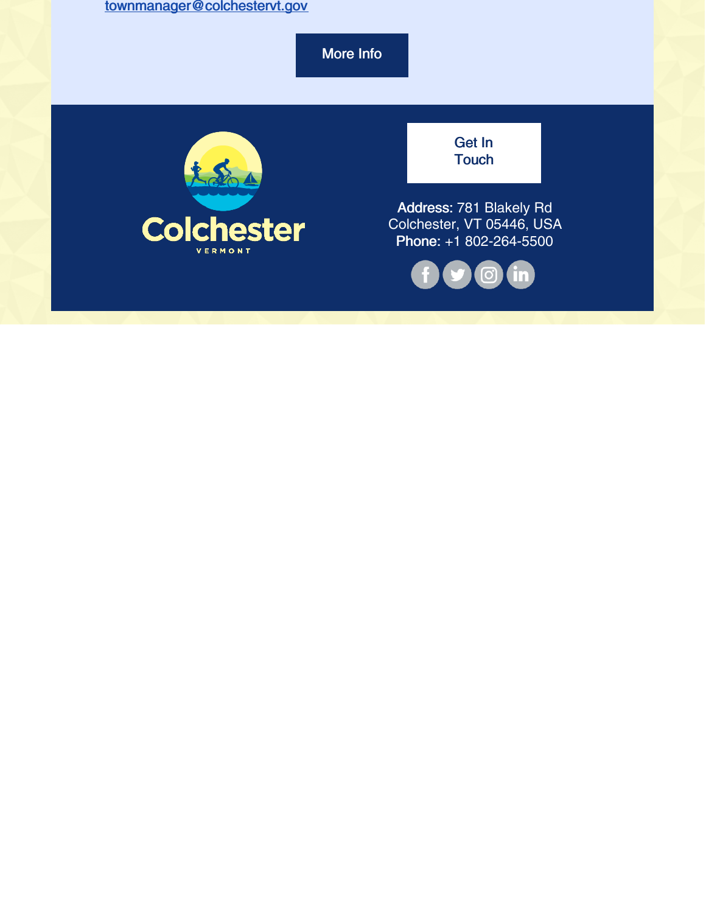townmanager@colchestervt.gov

More Info

Colchester
VERMONT

Get In Touch

**Address:** 781 Blakely Rd
Colchester, VT 05446, USA
**Phone:** +1 802-264-5500